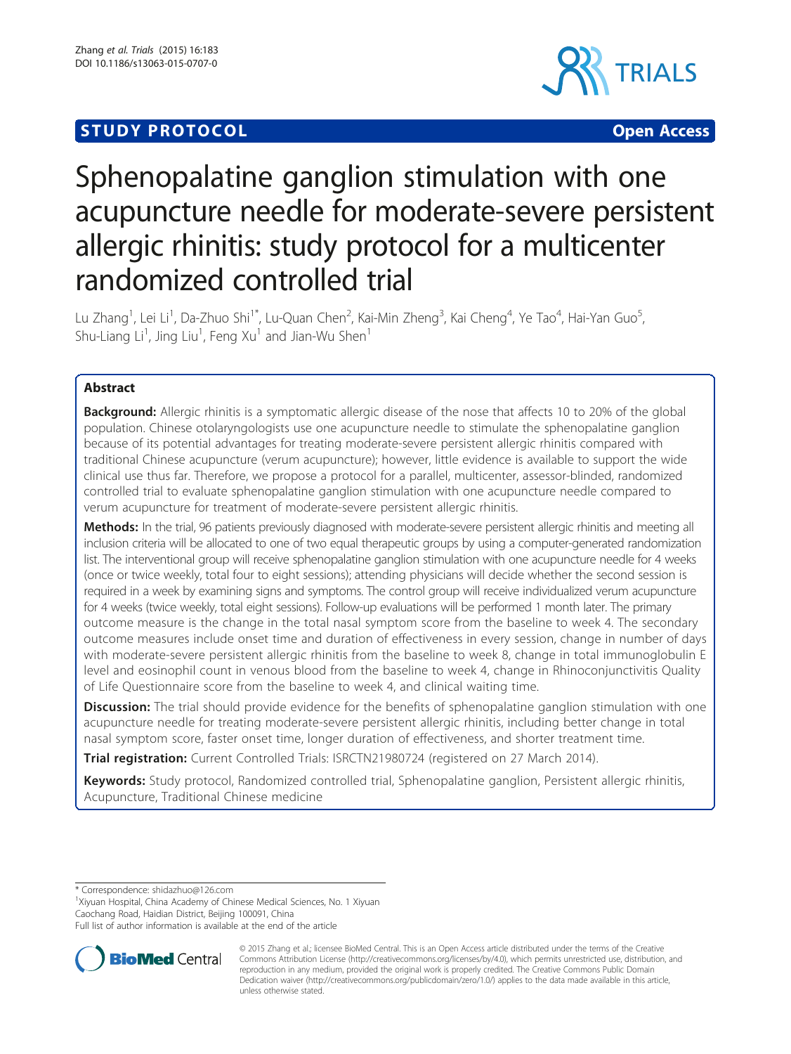**STUDY PROTOCOL** **Open Access**

# Sphenopalatine ganglion stimulation with one acupuncture needle for moderate-severe persistent allergic rhinitis: study protocol for a multicenter randomized controlled trial

Lu Zhang[1], Lei Li[1], Da-Zhuo Shi[1*], Lu-Quan Chen[2], Kai-Min Zheng[3], Kai Cheng[4], Ye Tao[4], Hai-Yan Guo[5], Shu-Liang Li[1], Jing Liu[1], Feng Xu[1] and Jian-Wu Shen[1]

## Abstract

**Background:** Allergic rhinitis is a symptomatic allergic disease of the nose that affects 10 to 20% of the global population. Chinese otolaryngologists use one acupuncture needle to stimulate the sphenopalatine ganglion because of its potential advantages for treating moderate-severe persistent allergic rhinitis compared with traditional Chinese acupuncture (verum acupuncture); however, little evidence is available to support the wide clinical use thus far. Therefore, we propose a protocol for a parallel, multicenter, assessor-blinded, randomized controlled trial to evaluate sphenopalatine ganglion stimulation with one acupuncture needle compared to verum acupuncture for treatment of moderate-severe persistent allergic rhinitis.

**Methods:** In the trial, 96 patients previously diagnosed with moderate-severe persistent allergic rhinitis and meeting all inclusion criteria will be allocated to one of two equal therapeutic groups by using a computer-generated randomization list. The interventional group will receive sphenopalatine ganglion stimulation with one acupuncture needle for 4 weeks (once or twice weekly, total four to eight sessions); attending physicians will decide whether the second session is required in a week by examining signs and symptoms. The control group will receive individualized verum acupuncture for 4 weeks (twice weekly, total eight sessions). Follow-up evaluations will be performed 1 month later. The primary outcome measure is the change in the total nasal symptom score from the baseline to week 4. The secondary outcome measures include onset time and duration of effectiveness in every session, change in number of days with moderate-severe persistent allergic rhinitis from the baseline to week 8, change in total immunoglobulin E level and eosinophil count in venous blood from the baseline to week 4, change in Rhinoconjunctivitis Quality of Life Questionnaire score from the baseline to week 4, and clinical waiting time.

**Discussion:** The trial should provide evidence for the benefits of sphenopalatine ganglion stimulation with one acupuncture needle for treating moderate-severe persistent allergic rhinitis, including better change in total nasal symptom score, faster onset time, longer duration of effectiveness, and shorter treatment time.

**Trial registration:** Current Controlled Trials: ISRCTN21980724 (registered on 27 March 2014).

**Keywords:** Study protocol, Randomized controlled trial, Sphenopalatine ganglion, Persistent allergic rhinitis, Acupuncture, Traditional Chinese medicine

---

\* Correspondence: shidazhuo@126.com

[1]Xiyuan Hospital, China Academy of Chinese Medical Sciences, No. 1 Xiyuan Caochang Road, Haidian District, Beijing 100091, China

Full list of author information is available at the end of the article

© 2015 Zhang et al.; licensee BioMed Central. This is an Open Access article distributed under the terms of the Creative Commons Attribution License (http://creativecommons.org/licenses/by/4.0), which permits unrestricted use, distribution, and reproduction in any medium, provided the original work is properly credited. The Creative Commons Public Domain Dedication waiver (http://creativecommons.org/publicdomain/zero/1.0/) applies to the data made available in this article, unless otherwise stated.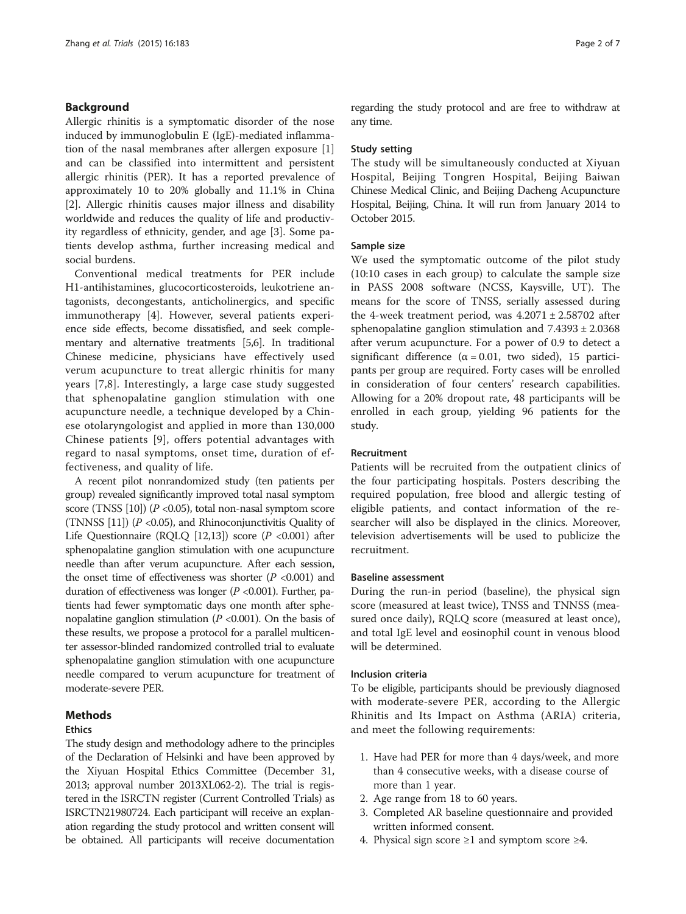## Background

Allergic rhinitis is a symptomatic disorder of the nose induced by immunoglobulin E (IgE)-mediated inflammation of the nasal membranes after allergen exposure [1] and can be classified into intermittent and persistent allergic rhinitis (PER). It has a reported prevalence of approximately 10 to 20% globally and 11.1% in China [2]. Allergic rhinitis causes major illness and disability worldwide and reduces the quality of life and productivity regardless of ethnicity, gender, and age [3]. Some patients develop asthma, further increasing medical and social burdens.

Conventional medical treatments for PER include H1-antihistamines, glucocorticosteroids, leukotriene antagonists, decongestants, anticholinergics, and specific immunotherapy [4]. However, several patients experience side effects, become dissatisfied, and seek complementary and alternative treatments [5,6]. In traditional Chinese medicine, physicians have effectively used verum acupuncture to treat allergic rhinitis for many years [7,8]. Interestingly, a large case study suggested that sphenopalatine ganglion stimulation with one acupuncture needle, a technique developed by a Chinese otolaryngologist and applied in more than 130,000 Chinese patients [9], offers potential advantages with regard to nasal symptoms, onset time, duration of effectiveness, and quality of life.

A recent pilot nonrandomized study (ten patients per group) revealed significantly improved total nasal symptom score (TNSS [10]) ($P$ <0.05), total non-nasal symptom score (TNNSS [11]) ($P$ <0.05), and Rhinoconjunctivitis Quality of Life Questionnaire (RQLQ [12,13]) score ($P$ <0.001) after sphenopalatine ganglion stimulation with one acupuncture needle than after verum acupuncture. After each session, the onset time of effectiveness was shorter ($P$ <0.001) and duration of effectiveness was longer ($P$ <0.001). Further, patients had fewer symptomatic days one month after sphenopalatine ganglion stimulation ($P$ <0.001). On the basis of these results, we propose a protocol for a parallel multicenter assessor-blinded randomized controlled trial to evaluate sphenopalatine ganglion stimulation with one acupuncture needle compared to verum acupuncture for treatment of moderate-severe PER.

## Methods

### Ethics

The study design and methodology adhere to the principles of the Declaration of Helsinki and have been approved by the Xiyuan Hospital Ethics Committee (December 31, 2013; approval number 2013XL062-2). The trial is registered in the ISRCTN register (Current Controlled Trials) as ISRCTN21980724. Each participant will receive an explanation regarding the study protocol and written consent will be obtained. All participants will receive documentation regarding the study protocol and are free to withdraw at any time.

### Study setting

The study will be simultaneously conducted at Xiyuan Hospital, Beijing Tongren Hospital, Beijing Baiwan Chinese Medical Clinic, and Beijing Dacheng Acupuncture Hospital, Beijing, China. It will run from January 2014 to October 2015.

### Sample size

We used the symptomatic outcome of the pilot study (10:10 cases in each group) to calculate the sample size in PASS 2008 software (NCSS, Kaysville, UT). The means for the score of TNSS, serially assessed during the 4-week treatment period, was $4.2071 \pm 2.58702$ after sphenopalatine ganglion stimulation and $7.4393 \pm 2.0368$ after verum acupuncture. For a power of 0.9 to detect a significant difference ($\alpha = 0.01$, two sided), 15 participants per group are required. Forty cases will be enrolled in consideration of four centers' research capabilities. Allowing for a 20% dropout rate, 48 participants will be enrolled in each group, yielding 96 patients for the study.

### Recruitment

Patients will be recruited from the outpatient clinics of the four participating hospitals. Posters describing the required population, free blood and allergic testing of eligible patients, and contact information of the researcher will also be displayed in the clinics. Moreover, television advertisements will be used to publicize the recruitment.

### Baseline assessment

During the run-in period (baseline), the physical sign score (measured at least twice), TNSS and TNNSS (measured once daily), RQLQ score (measured at least once), and total IgE level and eosinophil count in venous blood will be determined.

### Inclusion criteria

To be eligible, participants should be previously diagnosed with moderate-severe PER, according to the Allergic Rhinitis and Its Impact on Asthma (ARIA) criteria, and meet the following requirements:

1. Have had PER for more than 4 days/week, and more than 4 consecutive weeks, with a disease course of more than 1 year.
2. Age range from 18 to 60 years.
3. Completed AR baseline questionnaire and provided written informed consent.
4. Physical sign score ≥1 and symptom score ≥4.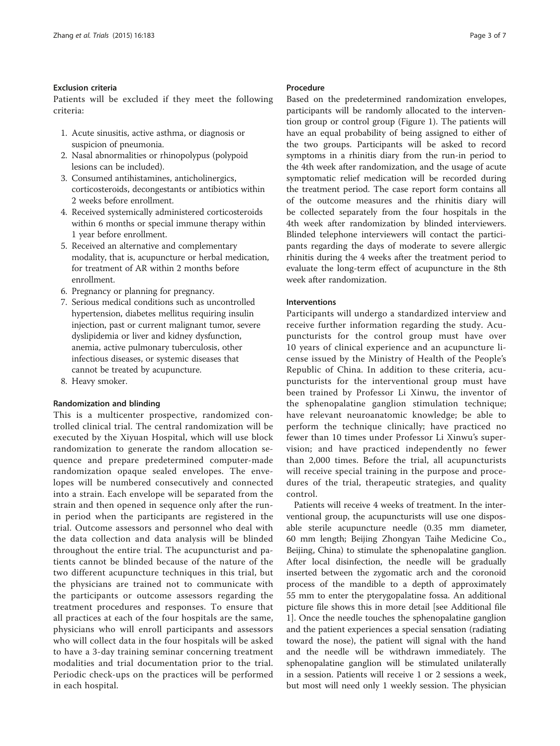#### Exclusion criteria

Patients will be excluded if they meet the following criteria:

1. Acute sinusitis, active asthma, or diagnosis or suspicion of pneumonia.
2. Nasal abnormalities or rhinopolypus (polypoid lesions can be included).
3. Consumed antihistamines, anticholinergics, corticosteroids, decongestants or antibiotics within 2 weeks before enrollment.
4. Received systemically administered corticosteroids within 6 months or special immune therapy within 1 year before enrollment.
5. Received an alternative and complementary modality, that is, acupuncture or herbal medication, for treatment of AR within 2 months before enrollment.
6. Pregnancy or planning for pregnancy.
7. Serious medical conditions such as uncontrolled hypertension, diabetes mellitus requiring insulin injection, past or current malignant tumor, severe dyslipidemia or liver and kidney dysfunction, anemia, active pulmonary tuberculosis, other infectious diseases, or systemic diseases that cannot be treated by acupuncture.
8. Heavy smoker.

#### Randomization and blinding

This is a multicenter prospective, randomized controlled clinical trial. The central randomization will be executed by the Xiyuan Hospital, which will use block randomization to generate the random allocation sequence and prepare predetermined computer-made randomization opaque sealed envelopes. The envelopes will be numbered consecutively and connected into a strain. Each envelope will be separated from the strain and then opened in sequence only after the run-in period when the participants are registered in the trial. Outcome assessors and personnel who deal with the data collection and data analysis will be blinded throughout the entire trial. The acupuncturist and patients cannot be blinded because of the nature of the two different acupuncture techniques in this trial, but the physicians are trained not to communicate with the participants or outcome assessors regarding the treatment procedures and responses. To ensure that all practices at each of the four hospitals are the same, physicians who will enroll participants and assessors who will collect data in the four hospitals will be asked to have a 3-day training seminar concerning treatment modalities and trial documentation prior to the trial. Periodic check-ups on the practices will be performed in each hospital.

#### Procedure

Based on the predetermined randomization envelopes, participants will be randomly allocated to the intervention group or control group (Figure 1). The patients will have an equal probability of being assigned to either of the two groups. Participants will be asked to record symptoms in a rhinitis diary from the run-in period to the 4th week after randomization, and the usage of acute symptomatic relief medication will be recorded during the treatment period. The case report form contains all of the outcome measures and the rhinitis diary will be collected separately from the four hospitals in the 4th week after randomization by blinded interviewers. Blinded telephone interviewers will contact the participants regarding the days of moderate to severe allergic rhinitis during the 4 weeks after the treatment period to evaluate the long-term effect of acupuncture in the 8th week after randomization.

#### Interventions

Participants will undergo a standardized interview and receive further information regarding the study. Acupuncturists for the control group must have over 10 years of clinical experience and an acupuncture license issued by the Ministry of Health of the People's Republic of China. In addition to these criteria, acupuncturists for the interventional group must have been trained by Professor Li Xinwu, the inventor of the sphenopalatine ganglion stimulation technique; have relevant neuroanatomic knowledge; be able to perform the technique clinically; have practiced no fewer than 10 times under Professor Li Xinwu's supervision; and have practiced independently no fewer than 2,000 times. Before the trial, all acupuncturists will receive special training in the purpose and procedures of the trial, therapeutic strategies, and quality control.

Patients will receive 4 weeks of treatment. In the interventional group, the acupuncturists will use one disposable sterile acupuncture needle (0.35 mm diameter, 60 mm length; Beijing Zhongyan Taihe Medicine Co., Beijing, China) to stimulate the sphenopalatine ganglion. After local disinfection, the needle will be gradually inserted between the zygomatic arch and the coronoid process of the mandible to a depth of approximately 55 mm to enter the pterygopalatine fossa. An additional picture file shows this in more detail [see Additional file 1]. Once the needle touches the sphenopalatine ganglion and the patient experiences a special sensation (radiating toward the nose), the patient will signal with the hand and the needle will be withdrawn immediately. The sphenopalatine ganglion will be stimulated unilaterally in a session. Patients will receive 1 or 2 sessions a week, but most will need only 1 weekly session. The physician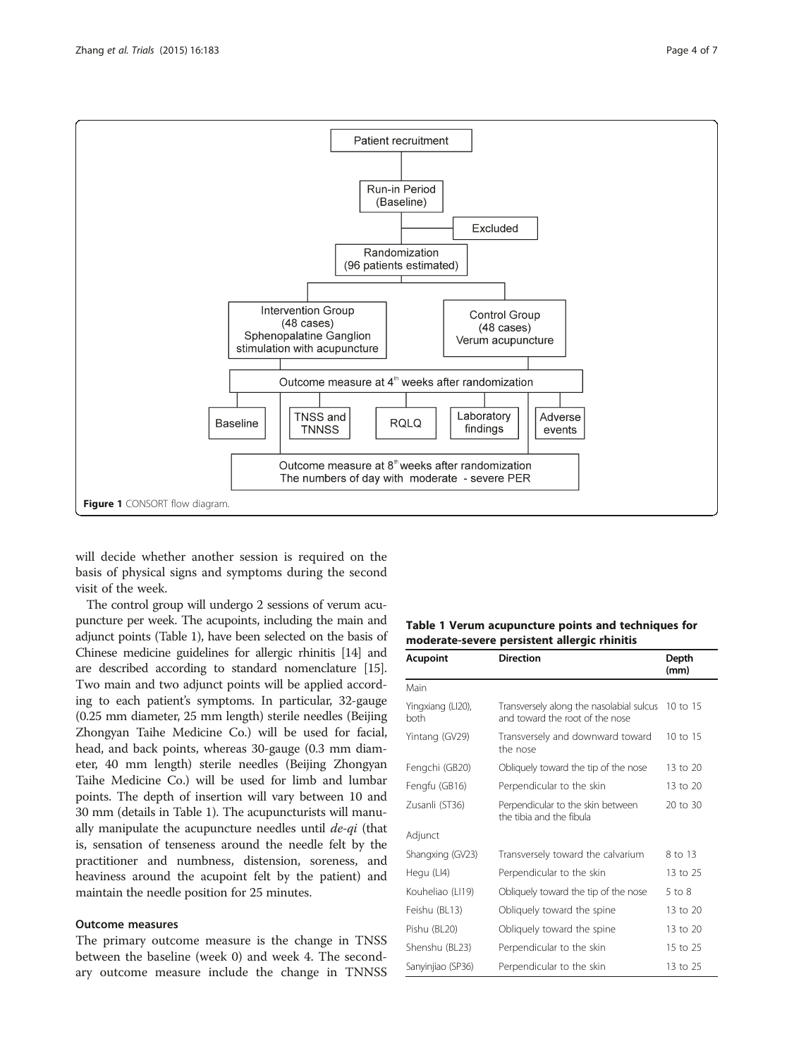Figure 1 CONSORT flow diagram.

will decide whether another session is required on the basis of physical signs and symptoms during the second visit of the week.

The control group will undergo 2 sessions of verum acupuncture per week. The acupoints, including the main and adjunct points (Table 1), have been selected on the basis of Chinese medicine guidelines for allergic rhinitis [14] and are described according to standard nomenclature [15]. Two main and two adjunct points will be applied according to each patient's symptoms. In particular, 32-gauge (0.25 mm diameter, 25 mm length) sterile needles (Beijing Zhongyan Taihe Medicine Co.) will be used for facial, head, and back points, whereas 30-gauge (0.3 mm diameter, 40 mm length) sterile needles (Beijing Zhongyan Taihe Medicine Co.) will be used for limb and lumbar points. The depth of insertion will vary between 10 and 30 mm (details in Table 1). The acupuncturists will manually manipulate the acupuncture needles until *de-qi* (that is, sensation of tenseness around the needle felt by the practitioner and numbness, distension, soreness, and heaviness around the acupoint felt by the patient) and maintain the needle position for 25 minutes.

## Outcome measures

The primary outcome measure is the change in TNSS between the baseline (week 0) and week 4. The secondary outcome measure include the change in TNNSS

**Table 1 Verum acupuncture points and techniques for moderate-severe persistent allergic rhinitis**

| Acupoint | Direction | Depth (mm) |
|---|---|---|
| Main | | |
| Yingxiang (LI20), both | Transversely along the nasolabial sulcus and toward the root of the nose | 10 to 15 |
| Yintang (GV29) | Transversely and downward toward the nose | 10 to 15 |
| Fengchi (GB20) | Obliquely toward the tip of the nose | 13 to 20 |
| Fengfu (GB16) | Perpendicular to the skin | 13 to 20 |
| Zusanli (ST36) | Perpendicular to the skin between the tibia and the fibula | 20 to 30 |
| Adjunct | | |
| Shangxing (GV23) | Transversely toward the calvarium | 8 to 13 |
| Hegu (LI4) | Perpendicular to the skin | 13 to 25 |
| Kouheliao (LI19) | Obliquely toward the tip of the nose | 5 to 8 |
| Feishu (BL13) | Obliquely toward the spine | 13 to 20 |
| Pishu (BL20) | Obliquely toward the spine | 13 to 20 |
| Shenshu (BL23) | Perpendicular to the skin | 15 to 25 |
| Sanyinjiao (SP36) | Perpendicular to the skin | 13 to 25 |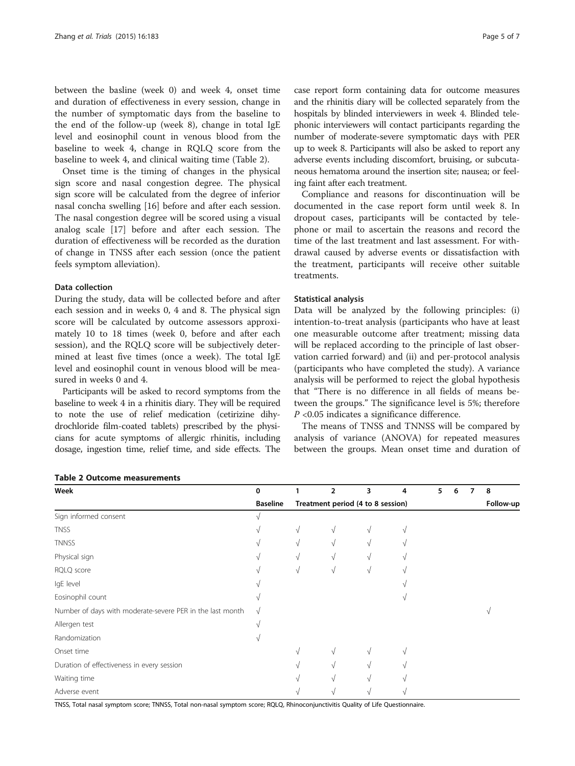between the basline (week 0) and week 4, onset time and duration of effectiveness in every session, change in the number of symptomatic days from the baseline to the end of the follow-up (week 8), change in total IgE level and eosinophil count in venous blood from the baseline to week 4, change in RQLQ score from the baseline to week 4, and clinical waiting time (Table 2).

Onset time is the timing of changes in the physical sign score and nasal congestion degree. The physical sign score will be calculated from the degree of inferior nasal concha swelling [16] before and after each session. The nasal congestion degree will be scored using a visual analog scale [17] before and after each session. The duration of effectiveness will be recorded as the duration of change in TNSS after each session (once the patient feels symptom alleviation).

### Data collection

During the study, data will be collected before and after each session and in weeks 0, 4 and 8. The physical sign score will be calculated by outcome assessors approximately 10 to 18 times (week 0, before and after each session), and the RQLQ score will be subjectively determined at least five times (once a week). The total IgE level and eosinophil count in venous blood will be measured in weeks 0 and 4.

Participants will be asked to record symptoms from the baseline to week 4 in a rhinitis diary. They will be required to note the use of relief medication (cetirizine dihydrochloride film-coated tablets) prescribed by the physicians for acute symptoms of allergic rhinitis, including dosage, ingestion time, relief time, and side effects. The case report form containing data for outcome measures and the rhinitis diary will be collected separately from the hospitals by blinded interviewers in week 4. Blinded telephonic interviewers will contact participants regarding the number of moderate-severe symptomatic days with PER up to week 8. Participants will also be asked to report any adverse events including discomfort, bruising, or subcutaneous hematoma around the insertion site; nausea; or feeling faint after each treatment.

Compliance and reasons for discontinuation will be documented in the case report form until week 8. In dropout cases, participants will be contacted by telephone or mail to ascertain the reasons and record the time of the last treatment and last assessment. For withdrawal caused by adverse events or dissatisfaction with the treatment, participants will receive other suitable treatments.

### Statistical analysis

Data will be analyzed by the following principles: (i) intention-to-treat analysis (participants who have at least one measurable outcome after treatment; missing data will be replaced according to the principle of last observation carried forward) and (ii) and per-protocol analysis (participants who have completed the study). A variance analysis will be performed to reject the global hypothesis that "There is no difference in all fields of means between the groups." The significance level is 5%; therefore $P < 0.05$ indicates a significance difference.

The means of TNSS and TNNSS will be compared by analysis of variance (ANOVA) for repeated measures between the groups. Mean onset time and duration of

**Table 2 Outcome measurements**

| Week | 0 | 1 | 2 | 3 | 4 | 5 | 6 | 7 | 8 |
|---|---|---|---|---|---|---|---|---|---|
| | Baseline | Treatment period (4 to 8 session) | | | | | | | Follow-up |
| Sign informed consent | √ | | | | | | | | |
| TNSS | √ | √ | √ | √ | √ | | | | |
| TNNSS | √ | √ | √ | √ | √ | | | | |
| Physical sign | √ | √ | √ | √ | √ | | | | |
| RQLQ score | √ | √ | √ | √ | √ | | | | |
| IgE level | √ | | | | √ | | | | |
| Eosinophil count | √ | | | | √ | | | | |
| Number of days with moderate-severe PER in the last month | √ | | | | | | | | √ |
| Allergen test | √ | | | | | | | | |
| Randomization | √ | | | | | | | | |
| Onset time | | √ | √ | √ | √ | | | | |
| Duration of effectiveness in every session | | √ | √ | √ | √ | | | | |
| Waiting time | | √ | √ | √ | √ | | | | |
| Adverse event | | √ | √ | √ | √ | | | | |

TNSS, Total nasal symptom score; TNNSS, Total non-nasal symptom score; RQLQ, Rhinoconjunctivitis Quality of Life Questionnaire.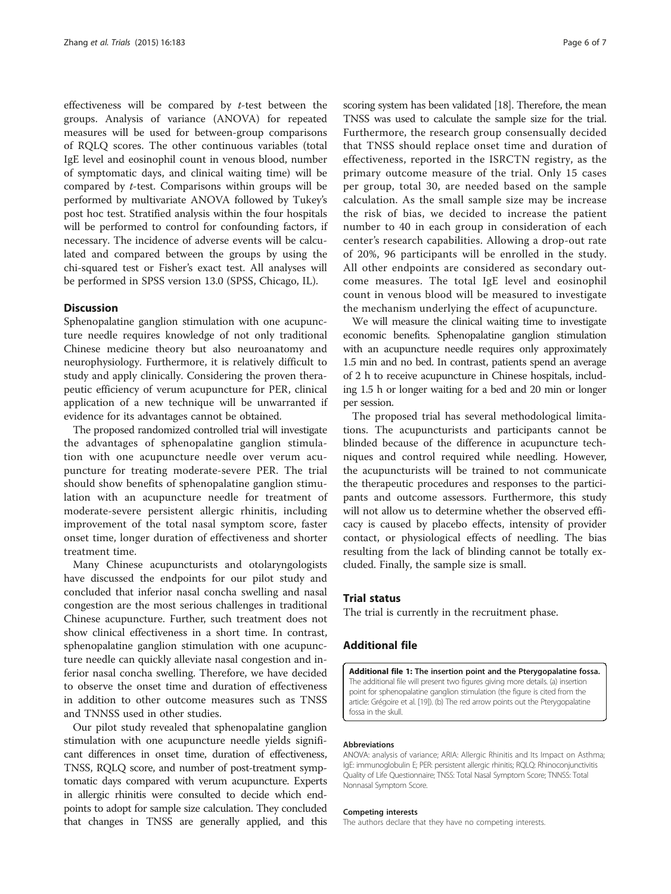effectiveness will be compared by *t*-test between the groups. Analysis of variance (ANOVA) for repeated measures will be used for between-group comparisons of RQLQ scores. The other continuous variables (total IgE level and eosinophil count in venous blood, number of symptomatic days, and clinical waiting time) will be compared by *t*-test. Comparisons within groups will be performed by multivariate ANOVA followed by Tukey's post hoc test. Stratified analysis within the four hospitals will be performed to control for confounding factors, if necessary. The incidence of adverse events will be calculated and compared between the groups by using the chi-squared test or Fisher's exact test. All analyses will be performed in SPSS version 13.0 (SPSS, Chicago, IL).

## Discussion

Sphenopalatine ganglion stimulation with one acupuncture needle requires knowledge of not only traditional Chinese medicine theory but also neuroanatomy and neurophysiology. Furthermore, it is relatively difficult to study and apply clinically. Considering the proven therapeutic efficiency of verum acupuncture for PER, clinical application of a new technique will be unwarranted if evidence for its advantages cannot be obtained.

The proposed randomized controlled trial will investigate the advantages of sphenopalatine ganglion stimulation with one acupuncture needle over verum acupuncture for treating moderate-severe PER. The trial should show benefits of sphenopalatine ganglion stimulation with an acupuncture needle for treatment of moderate-severe persistent allergic rhinitis, including improvement of the total nasal symptom score, faster onset time, longer duration of effectiveness and shorter treatment time.

Many Chinese acupuncturists and otolaryngologists have discussed the endpoints for our pilot study and concluded that inferior nasal concha swelling and nasal congestion are the most serious challenges in traditional Chinese acupuncture. Further, such treatment does not show clinical effectiveness in a short time. In contrast, sphenopalatine ganglion stimulation with one acupuncture needle can quickly alleviate nasal congestion and inferior nasal concha swelling. Therefore, we have decided to observe the onset time and duration of effectiveness in addition to other outcome measures such as TNSS and TNNSS used in other studies.

Our pilot study revealed that sphenopalatine ganglion stimulation with one acupuncture needle yields significant differences in onset time, duration of effectiveness, TNSS, RQLQ score, and number of post-treatment symptomatic days compared with verum acupuncture. Experts in allergic rhinitis were consulted to decide which endpoints to adopt for sample size calculation. They concluded that changes in TNSS are generally applied, and this scoring system has been validated [18]. Therefore, the mean TNSS was used to calculate the sample size for the trial. Furthermore, the research group consensually decided that TNSS should replace onset time and duration of effectiveness, reported in the ISRCTN registry, as the primary outcome measure of the trial. Only 15 cases per group, total 30, are needed based on the sample calculation. As the small sample size may be increase the risk of bias, we decided to increase the patient number to 40 in each group in consideration of each center's research capabilities. Allowing a drop-out rate of 20%, 96 participants will be enrolled in the study. All other endpoints are considered as secondary outcome measures. The total IgE level and eosinophil count in venous blood will be measured to investigate the mechanism underlying the effect of acupuncture.

We will measure the clinical waiting time to investigate economic benefits. Sphenopalatine ganglion stimulation with an acupuncture needle requires only approximately 1.5 min and no bed. In contrast, patients spend an average of 2 h to receive acupuncture in Chinese hospitals, including 1.5 h or longer waiting for a bed and 20 min or longer per session.

The proposed trial has several methodological limitations. The acupuncturists and participants cannot be blinded because of the difference in acupuncture techniques and control required while needling. However, the acupuncturists will be trained to not communicate the therapeutic procedures and responses to the participants and outcome assessors. Furthermore, this study will not allow us to determine whether the observed efficacy is caused by placebo effects, intensity of provider contact, or physiological effects of needling. The bias resulting from the lack of blinding cannot be totally excluded. Finally, the sample size is small.

## Trial status

The trial is currently in the recruitment phase.

## Additional file

**Additional file 1: The insertion point and the Pterygopalatine fossa.** The additional file will present two figures giving more details. (a) insertion point for sphenopalatine ganglion stimulation (the figure is cited from the article: Grégoire et al. [19]). (b) The red arrow points out the Pterygopalatine fossa in the skull.

#### Abbreviations

ANOVA: analysis of variance; ARIA: Allergic Rhinitis and Its Impact on Asthma; IgE: immunoglobulin E; PER: persistent allergic rhinitis; RQLQ: Rhinoconjunctivitis Quality of Life Questionnaire; TNSS: Total Nasal Symptom Score; TNNSS: Total Nonnasal Symptom Score.

#### Competing interests

The authors declare that they have no competing interests.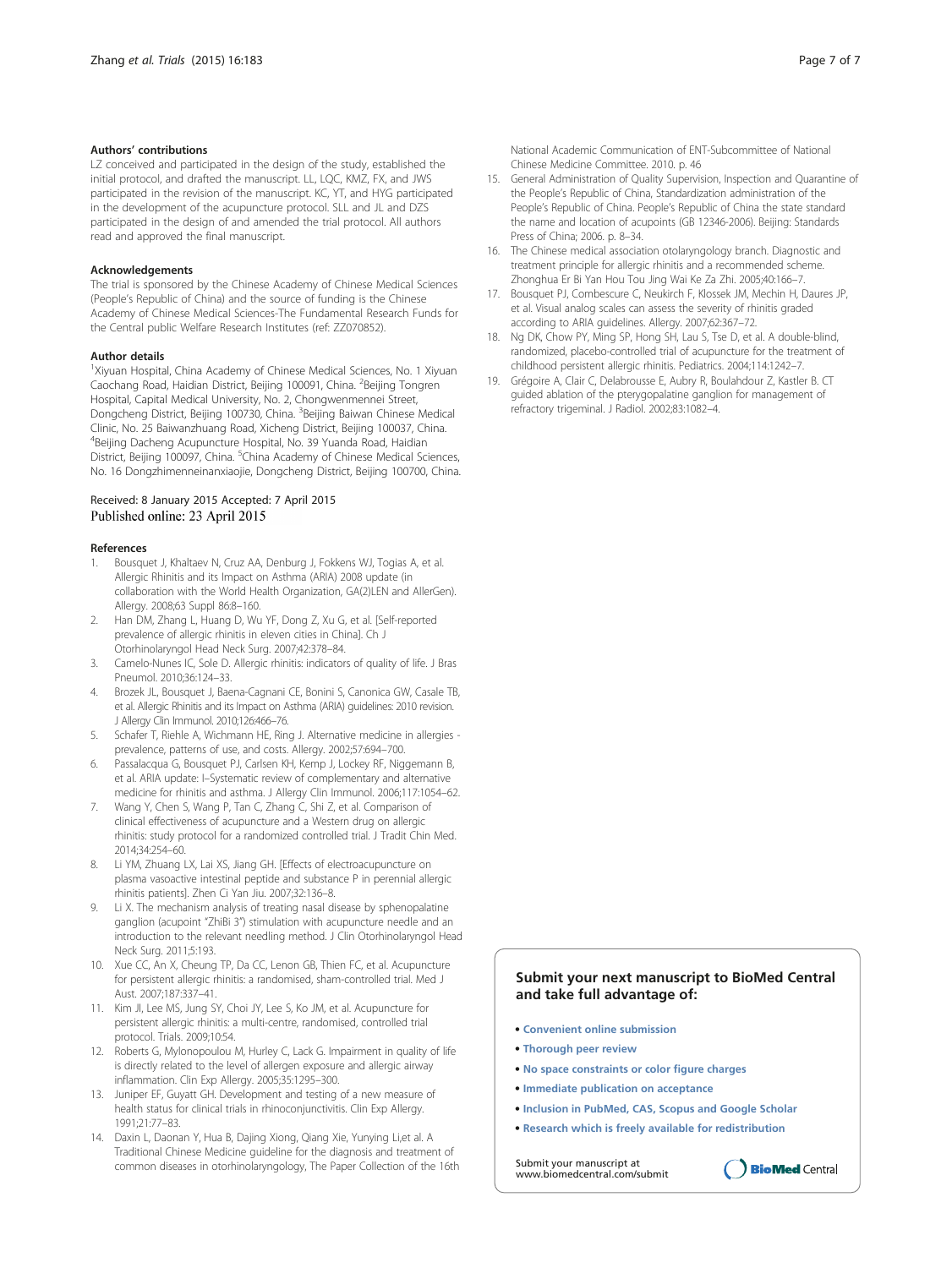### Authors' contributions

LZ conceived and participated in the design of the study, established the initial protocol, and drafted the manuscript. LL, LQC, KMZ, FX, and JWS participated in the revision of the manuscript. KC, YT, and HYG participated in the development of the acupuncture protocol. SLL and JL and DZS participated in the design of and amended the trial protocol. All authors read and approved the final manuscript.

### Acknowledgements

The trial is sponsored by the Chinese Academy of Chinese Medical Sciences (People's Republic of China) and the source of funding is the Chinese Academy of Chinese Medical Sciences-The Fundamental Research Funds for the Central public Welfare Research Institutes (ref: ZZ070852).

### Author details

[1]Xiyuan Hospital, China Academy of Chinese Medical Sciences, No. 1 Xiyuan Caochang Road, Haidian District, Beijing 100091, China. [2]Beijing Tongren Hospital, Capital Medical University, No. 2, Chongwenmennei Street, Dongcheng District, Beijing 100730, China. [3]Beijing Baiwan Chinese Medical Clinic, No. 25 Baiwanzhuang Road, Xicheng District, Beijing 100037, China. [4]Beijing Dacheng Acupuncture Hospital, No. 39 Yuanda Road, Haidian District, Beijing 100097, China. [5]China Academy of Chinese Medical Sciences, No. 16 Dongzhimenneinanxiaojie, Dongcheng District, Beijing 100700, China.

Received: 8 January 2015 Accepted: 7 April 2015
Published online: 23 April 2015

### References

1. Bousquet J, Khaltaev N, Cruz AA, Denburg J, Fokkens WJ, Togias A, et al. Allergic Rhinitis and its Impact on Asthma (ARIA) 2008 update (in collaboration with the World Health Organization, GA(2)LEN and AllerGen). Allergy. 2008;63 Suppl 86:8–160.
2. Han DM, Zhang L, Huang D, Wu YF, Dong Z, Xu G, et al. [Self-reported prevalence of allergic rhinitis in eleven cities in China]. Ch J Otorhinolaryngol Head Neck Surg. 2007;42:378–84.
3. Camelo-Nunes IC, Sole D. Allergic rhinitis: indicators of quality of life. J Bras Pneumol. 2010;36:124–33.
4. Brozek JL, Bousquet J, Baena-Cagnani CE, Bonini S, Canonica GW, Casale TB, et al. Allergic Rhinitis and its Impact on Asthma (ARIA) guidelines: 2010 revision. J Allergy Clin Immunol. 2010;126:466–76.
5. Schafer T, Riehle A, Wichmann HE, Ring J. Alternative medicine in allergies - prevalence, patterns of use, and costs. Allergy. 2002;57:694–700.
6. Passalacqua G, Bousquet PJ, Carlsen KH, Kemp J, Lockey RF, Niggemann B, et al. ARIA update: I–Systematic review of complementary and alternative medicine for rhinitis and asthma. J Allergy Clin Immunol. 2006;117:1054–62.
7. Wang Y, Chen S, Wang P, Tan C, Zhang C, Shi Z, et al. Comparison of clinical effectiveness of acupuncture and a Western drug on allergic rhinitis: study protocol for a randomized controlled trial. J Tradit Chin Med. 2014;34:254–60.
8. Li YM, Zhuang LX, Lai XS, Jiang GH. [Effects of electroacupuncture on plasma vasoactive intestinal peptide and substance P in perennial allergic rhinitis patients]. Zhen Ci Yan Jiu. 2007;32:136–8.
9. Li X. The mechanism analysis of treating nasal disease by sphenopalatine ganglion (acupoint "ZhiBi 3") stimulation with acupuncture needle and an introduction to the relevant needling method. J Clin Otorhinolaryngol Head Neck Surg. 2011;5:193.
10. Xue CC, An X, Cheung TP, Da CC, Lenon GB, Thien FC, et al. Acupuncture for persistent allergic rhinitis: a randomised, sham-controlled trial. Med J Aust. 2007;187:337–41.
11. Kim JI, Lee MS, Jung SY, Choi JY, Lee S, Ko JM, et al. Acupuncture for persistent allergic rhinitis: a multi-centre, randomised, controlled trial protocol. Trials. 2009;10:54.
12. Roberts G, Mylonopoulou M, Hurley C, Lack G. Impairment in quality of life is directly related to the level of allergen exposure and allergic airway inflammation. Clin Exp Allergy. 2005;35:1295–300.
13. Juniper EF, Guyatt GH. Development and testing of a new measure of health status for clinical trials in rhinoconjunctivitis. Clin Exp Allergy. 1991;21:77–83.
14. Daxin L, Daonan Y, Hua B, Dajing Xiong, Qiang Xie, Yunying Li,et al. A Traditional Chinese Medicine guideline for the diagnosis and treatment of common diseases in otorhinolaryngology, The Paper Collection of the 16th National Academic Communication of ENT-Subcommittee of National Chinese Medicine Committee. 2010. p. 46
15. General Administration of Quality Supervision, Inspection and Quarantine of the People's Republic of China, Standardization administration of the People's Republic of China. People's Republic of China the state standard the name and location of acupoints (GB 12346-2006). Beijing: Standards Press of China; 2006. p. 8–34.
16. The Chinese medical association otolaryngology branch. Diagnostic and treatment principle for allergic rhinitis and a recommended scheme. Zhonghua Er Bi Yan Hou Tou Jing Wai Ke Za Zhi. 2005;40:166–7.
17. Bousquet PJ, Combescure C, Neukirch F, Klossek JM, Mechin H, Daures JP, et al. Visual analog scales can assess the severity of rhinitis graded according to ARIA guidelines. Allergy. 2007;62:367–72.
18. Ng DK, Chow PY, Ming SP, Hong SH, Lau S, Tse D, et al. A double-blind, randomized, placebo-controlled trial of acupuncture for the treatment of childhood persistent allergic rhinitis. Pediatrics. 2004;114:1242–7.
19. Grégoire A, Clair C, Delabrousse E, Aubry R, Boulahdour Z, Kastler B. CT guided ablation of the pterygopalatine ganglion for management of refractory trigeminal. J Radiol. 2002;83:1082–4.

**Submit your next manuscript to BioMed Central and take full advantage of:**

- Convenient online submission
- Thorough peer review
- No space constraints or color figure charges
- Immediate publication on acceptance
- Inclusion in PubMed, CAS, Scopus and Google Scholar
- Research which is freely available for redistribution

Submit your manuscript at www.biomedcentral.com/submit

BioMed Central